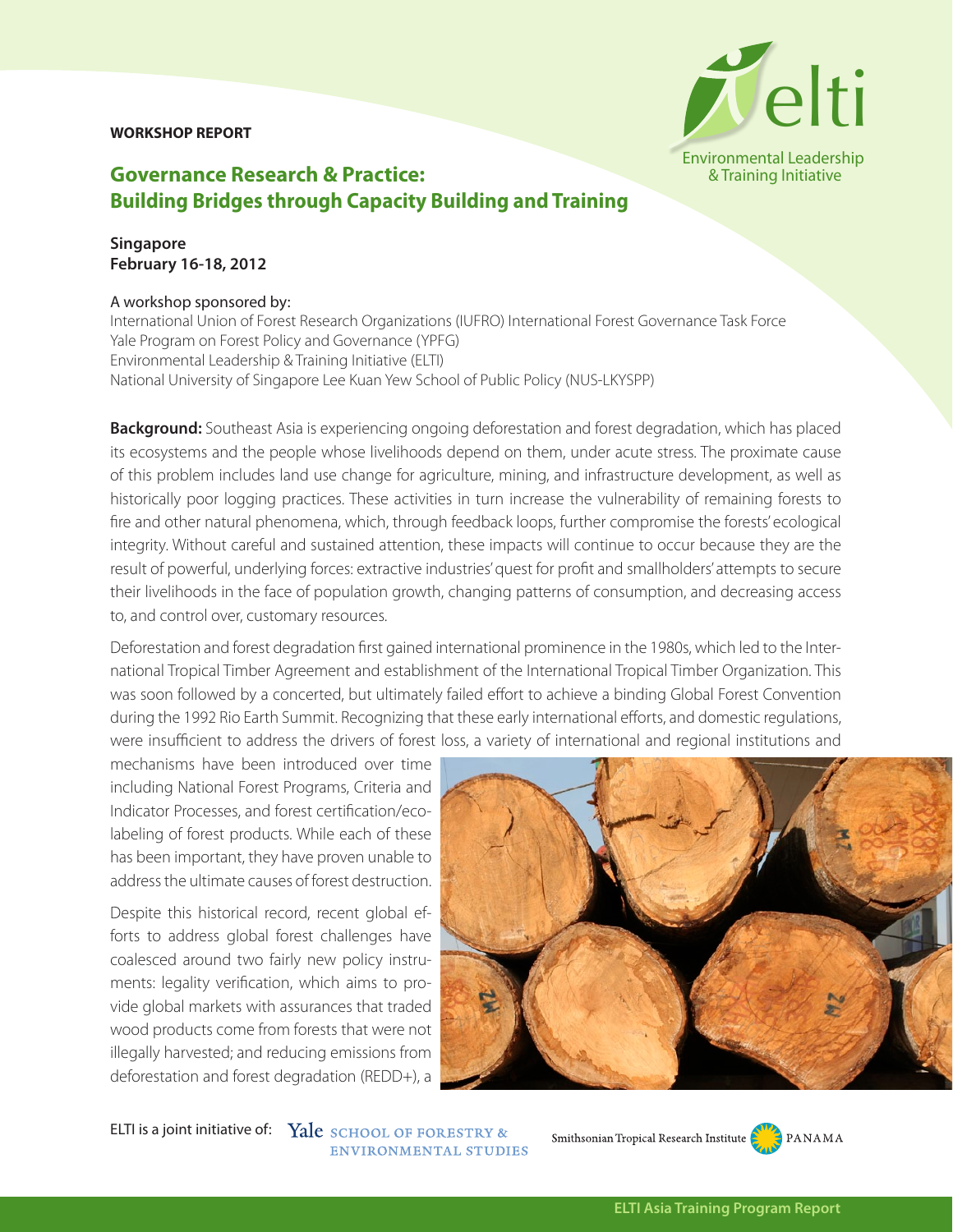**WORKSHOP REPORT**

# Governance Research & Practice: Building Bridges through Capacity Building and Training

**Singapore**
**February 16-18, 2012**

A workshop sponsored by:
International Union of Forest Research Organizations (IUFRO) International Forest Governance Task Force
Yale Program on Forest Policy and Governance (YPFG)
Environmental Leadership & Training Initiative (ELTI)
National University of Singapore Lee Kuan Yew School of Public Policy (NUS-LKYSPP)

**Background:** Southeast Asia is experiencing ongoing deforestation and forest degradation, which has placed its ecosystems and the people whose livelihoods depend on them, under acute stress. The proximate cause of this problem includes land use change for agriculture, mining, and infrastructure development, as well as historically poor logging practices. These activities in turn increase the vulnerability of remaining forests to fire and other natural phenomena, which, through feedback loops, further compromise the forests' ecological integrity. Without careful and sustained attention, these impacts will continue to occur because they are the result of powerful, underlying forces: extractive industries' quest for profit and smallholders' attempts to secure their livelihoods in the face of population growth, changing patterns of consumption, and decreasing access to, and control over, customary resources.

Deforestation and forest degradation first gained international prominence in the 1980s, which led to the International Tropical Timber Agreement and establishment of the International Tropical Timber Organization. This was soon followed by a concerted, but ultimately failed effort to achieve a binding Global Forest Convention during the 1992 Rio Earth Summit. Recognizing that these early international efforts, and domestic regulations, were insufficient to address the drivers of forest loss, a variety of international and regional institutions and mechanisms have been introduced over time including National Forest Programs, Criteria and Indicator Processes, and forest certification/eco-labeling of forest products. While each of these has been important, they have proven unable to address the ultimate causes of forest destruction.

Despite this historical record, recent global efforts to address global forest challenges have coalesced around two fairly new policy instruments: legality verification, which aims to provide global markets with assurances that traded wood products come from forests that were not illegally harvested; and reducing emissions from deforestation and forest degradation (REDD+), a

ELTI is a joint initiative of: Yale School of Forestry & Environmental Studies; Smithsonian Tropical Research Institute Panama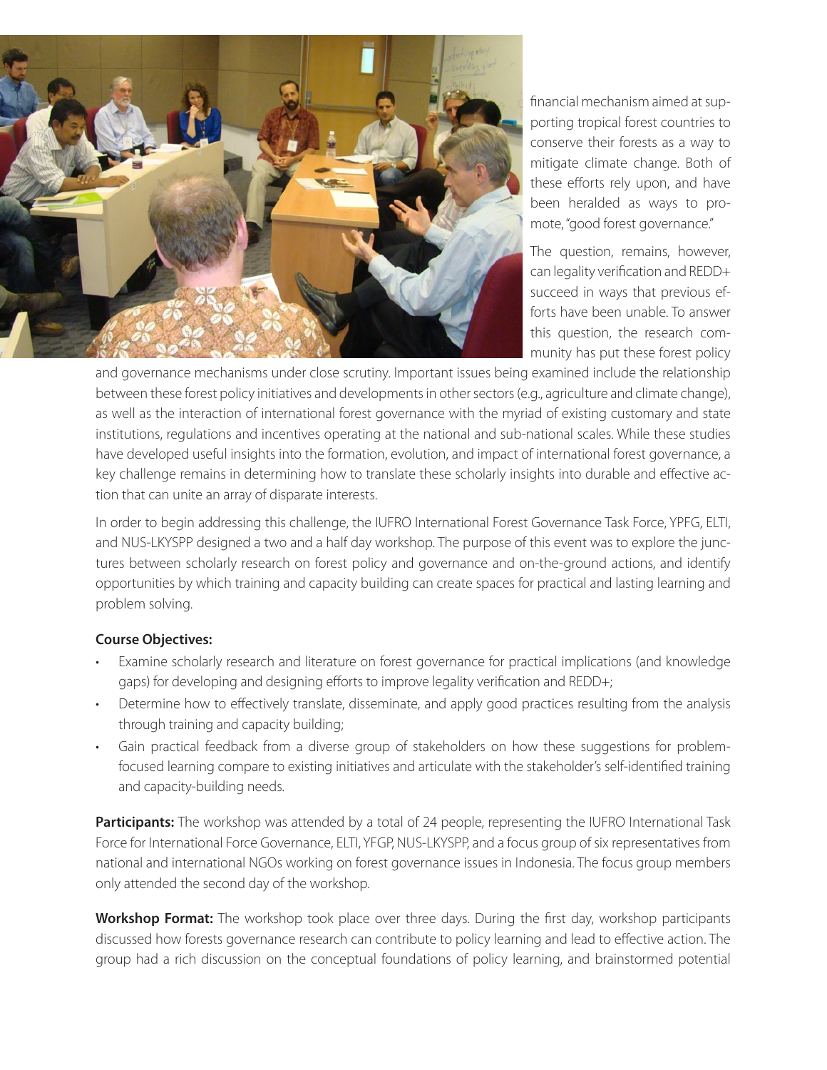financial mechanism aimed at supporting tropical forest countries to conserve their forests as a way to mitigate climate change. Both of these efforts rely upon, and have been heralded as ways to promote, "good forest governance."

The question, remains, however, can legality verification and REDD+ succeed in ways that previous efforts have been unable. To answer this question, the research community has put these forest policy and governance mechanisms under close scrutiny. Important issues being examined include the relationship between these forest policy initiatives and developments in other sectors (e.g., agriculture and climate change), as well as the interaction of international forest governance with the myriad of existing customary and state institutions, regulations and incentives operating at the national and sub-national scales. While these studies have developed useful insights into the formation, evolution, and impact of international forest governance, a key challenge remains in determining how to translate these scholarly insights into durable and effective action that can unite an array of disparate interests.

In order to begin addressing this challenge, the IUFRO International Forest Governance Task Force, YPFG, ELTI, and NUS-LKYSPP designed a two and a half day workshop. The purpose of this event was to explore the junctures between scholarly research on forest policy and governance and on-the-ground actions, and identify opportunities by which training and capacity building can create spaces for practical and lasting learning and problem solving.

**Course Objectives:**

- Examine scholarly research and literature on forest governance for practical implications (and knowledge gaps) for developing and designing efforts to improve legality verification and REDD+;
- Determine how to effectively translate, disseminate, and apply good practices resulting from the analysis through training and capacity building;
- Gain practical feedback from a diverse group of stakeholders on how these suggestions for problem-focused learning compare to existing initiatives and articulate with the stakeholder's self-identified training and capacity-building needs.

**Participants:** The workshop was attended by a total of 24 people, representing the IUFRO International Task Force for International Force Governance, ELTI, YFGP, NUS-LKYSPP, and a focus group of six representatives from national and international NGOs working on forest governance issues in Indonesia. The focus group members only attended the second day of the workshop.

**Workshop Format:** The workshop took place over three days. During the first day, workshop participants discussed how forests governance research can contribute to policy learning and lead to effective action. The group had a rich discussion on the conceptual foundations of policy learning, and brainstormed potential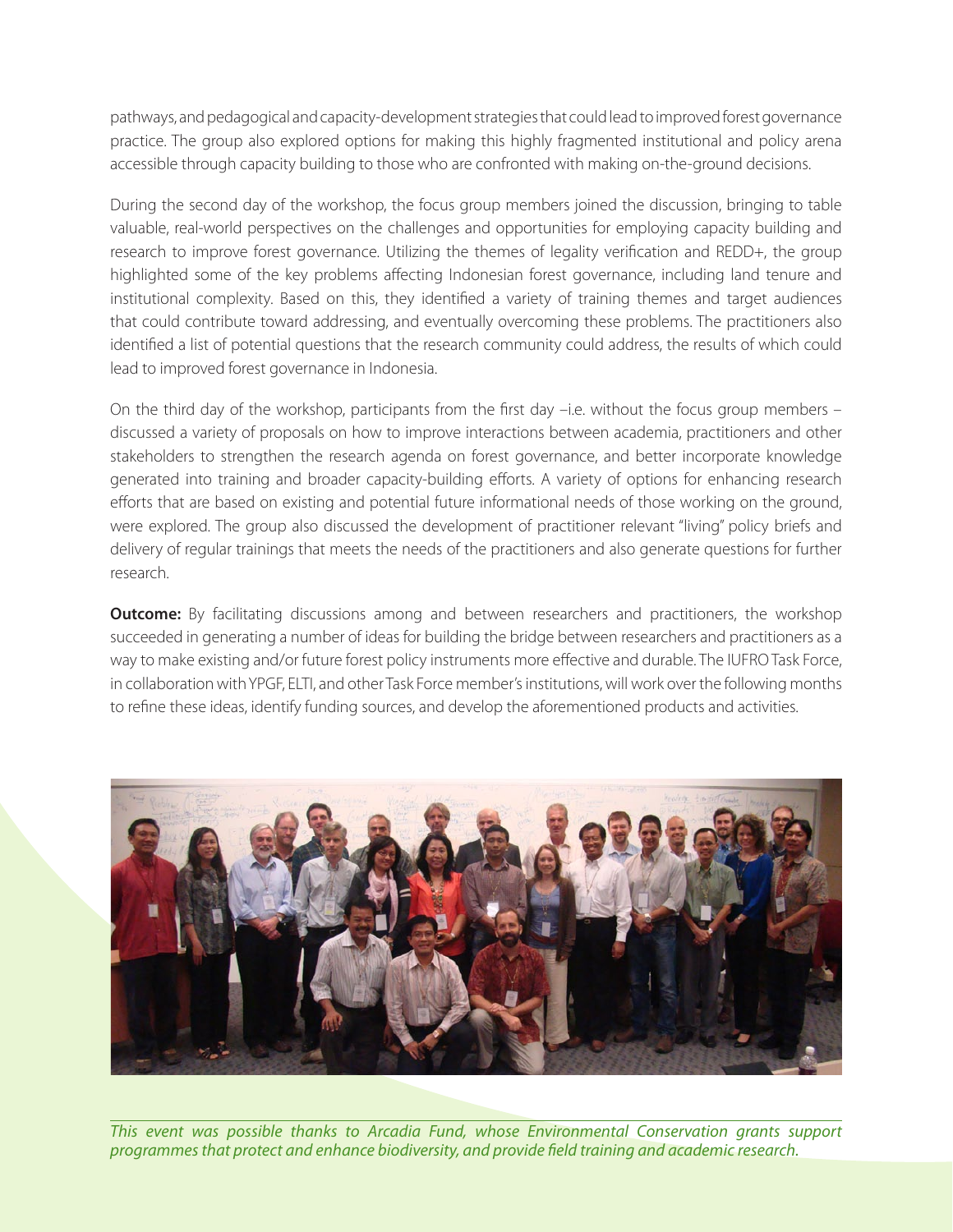pathways, and pedagogical and capacity-development strategies that could lead to improved forest governance practice. The group also explored options for making this highly fragmented institutional and policy arena accessible through capacity building to those who are confronted with making on-the-ground decisions.

During the second day of the workshop, the focus group members joined the discussion, bringing to table valuable, real-world perspectives on the challenges and opportunities for employing capacity building and research to improve forest governance. Utilizing the themes of legality verification and REDD+, the group highlighted some of the key problems affecting Indonesian forest governance, including land tenure and institutional complexity. Based on this, they identified a variety of training themes and target audiences that could contribute toward addressing, and eventually overcoming these problems. The practitioners also identified a list of potential questions that the research community could address, the results of which could lead to improved forest governance in Indonesia.

On the third day of the workshop, participants from the first day –i.e. without the focus group members – discussed a variety of proposals on how to improve interactions between academia, practitioners and other stakeholders to strengthen the research agenda on forest governance, and better incorporate knowledge generated into training and broader capacity-building efforts. A variety of options for enhancing research efforts that are based on existing and potential future informational needs of those working on the ground, were explored. The group also discussed the development of practitioner relevant "living" policy briefs and delivery of regular trainings that meets the needs of the practitioners and also generate questions for further research.

**Outcome:** By facilitating discussions among and between researchers and practitioners, the workshop succeeded in generating a number of ideas for building the bridge between researchers and practitioners as a way to make existing and/or future forest policy instruments more effective and durable. The IUFRO Task Force, in collaboration with YPGF, ELTI, and other Task Force member's institutions, will work over the following months to refine these ideas, identify funding sources, and develop the aforementioned products and activities.

*This event was possible thanks to Arcadia Fund, whose Environmental Conservation grants support programmes that protect and enhance biodiversity, and provide field training and academic research.*